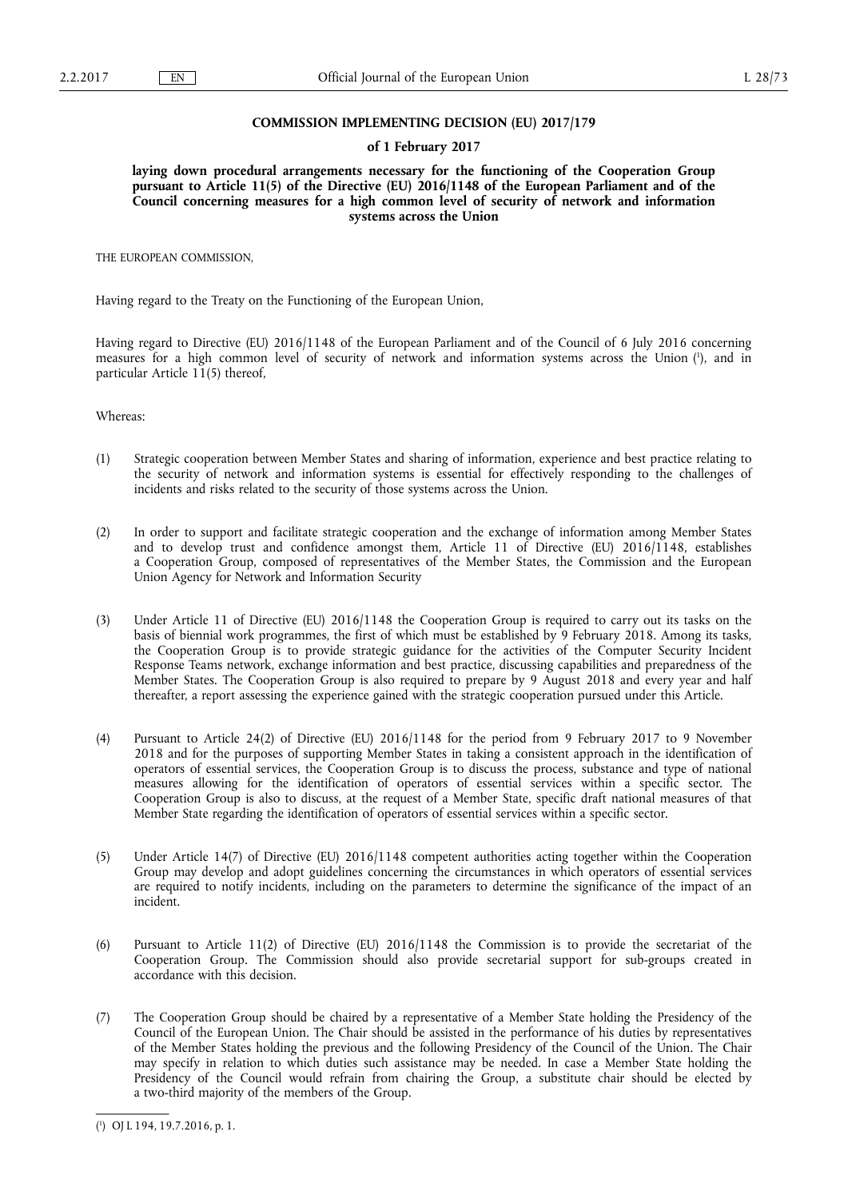**COMMISSION IMPLEMENTING DECISION (EU) 2017/179**

**of 1 February 2017**

**laying down procedural arrangements necessary for the functioning of the Cooperation Group pursuant to Article 11(5) of the Directive (EU) 2016/1148 of the European Parliament and of the Council concerning measures for a high common level of security of network and information systems across the Union**

THE EUROPEAN COMMISSION,

Having regard to the Treaty on the Functioning of the European Union,

Having regard to Directive (EU) 2016/1148 of the European Parliament and of the Council of 6 July 2016 concerning measures for a high common level of security of network and information systems across the Union [1], and in particular Article 11(5) thereof,

Whereas:

(1) Strategic cooperation between Member States and sharing of information, experience and best practice relating to the security of network and information systems is essential for effectively responding to the challenges of incidents and risks related to the security of those systems across the Union.

(2) In order to support and facilitate strategic cooperation and the exchange of information among Member States and to develop trust and confidence amongst them, Article 11 of Directive (EU) 2016/1148, establishes a Cooperation Group, composed of representatives of the Member States, the Commission and the European Union Agency for Network and Information Security

(3) Under Article 11 of Directive (EU) 2016/1148 the Cooperation Group is required to carry out its tasks on the basis of biennial work programmes, the first of which must be established by 9 February 2018. Among its tasks, the Cooperation Group is to provide strategic guidance for the activities of the Computer Security Incident Response Teams network, exchange information and best practice, discussing capabilities and preparedness of the Member States. The Cooperation Group is also required to prepare by 9 August 2018 and every year and half thereafter, a report assessing the experience gained with the strategic cooperation pursued under this Article.

(4) Pursuant to Article 24(2) of Directive (EU) 2016/1148 for the period from 9 February 2017 to 9 November 2018 and for the purposes of supporting Member States in taking a consistent approach in the identification of operators of essential services, the Cooperation Group is to discuss the process, substance and type of national measures allowing for the identification of operators of essential services within a specific sector. The Cooperation Group is also to discuss, at the request of a Member State, specific draft national measures of that Member State regarding the identification of operators of essential services within a specific sector.

(5) Under Article 14(7) of Directive (EU) 2016/1148 competent authorities acting together within the Cooperation Group may develop and adopt guidelines concerning the circumstances in which operators of essential services are required to notify incidents, including on the parameters to determine the significance of the impact of an incident.

(6) Pursuant to Article 11(2) of Directive (EU) 2016/1148 the Commission is to provide the secretariat of the Cooperation Group. The Commission should also provide secretarial support for sub-groups created in accordance with this decision.

(7) The Cooperation Group should be chaired by a representative of a Member State holding the Presidency of the Council of the European Union. The Chair should be assisted in the performance of his duties by representatives of the Member States holding the previous and the following Presidency of the Council of the Union. The Chair may specify in relation to which duties such assistance may be needed. In case a Member State holding the Presidency of the Council would refrain from chairing the Group, a substitute chair should be elected by a two-third majority of the members of the Group.

---

[1] OJ L 194, 19.7.2016, p. 1.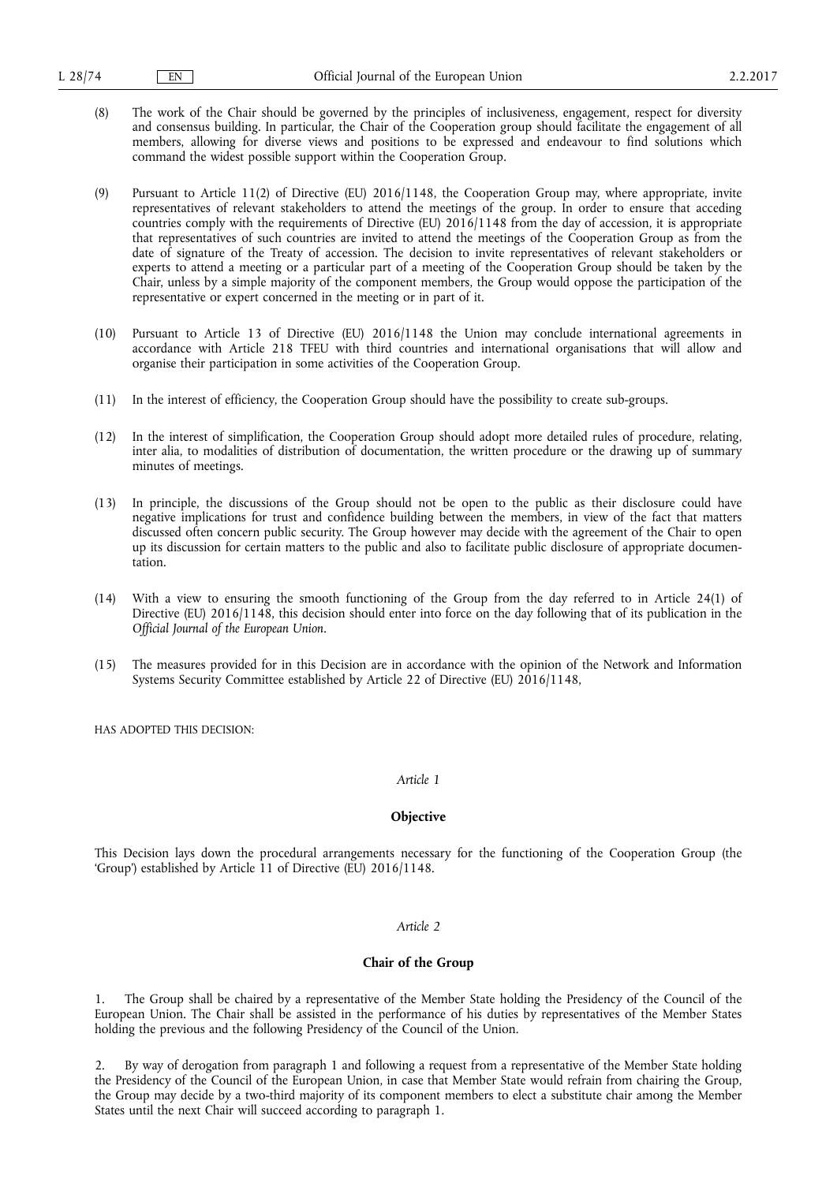(8) The work of the Chair should be governed by the principles of inclusiveness, engagement, respect for diversity and consensus building. In particular, the Chair of the Cooperation group should facilitate the engagement of all members, allowing for diverse views and positions to be expressed and endeavour to find solutions which command the widest possible support within the Cooperation Group.

(9) Pursuant to Article 11(2) of Directive (EU) 2016/1148, the Cooperation Group may, where appropriate, invite representatives of relevant stakeholders to attend the meetings of the group. In order to ensure that acceding countries comply with the requirements of Directive (EU) 2016/1148 from the day of accession, it is appropriate that representatives of such countries are invited to attend the meetings of the Cooperation Group as from the date of signature of the Treaty of accession. The decision to invite representatives of relevant stakeholders or experts to attend a meeting or a particular part of a meeting of the Cooperation Group should be taken by the Chair, unless by a simple majority of the component members, the Group would oppose the participation of the representative or expert concerned in the meeting or in part of it.

(10) Pursuant to Article 13 of Directive (EU) 2016/1148 the Union may conclude international agreements in accordance with Article 218 TFEU with third countries and international organisations that will allow and organise their participation in some activities of the Cooperation Group.

(11) In the interest of efficiency, the Cooperation Group should have the possibility to create sub-groups.

(12) In the interest of simplification, the Cooperation Group should adopt more detailed rules of procedure, relating, inter alia, to modalities of distribution of documentation, the written procedure or the drawing up of summary minutes of meetings.

(13) In principle, the discussions of the Group should not be open to the public as their disclosure could have negative implications for trust and confidence building between the members, in view of the fact that matters discussed often concern public security. The Group however may decide with the agreement of the Chair to open up its discussion for certain matters to the public and also to facilitate public disclosure of appropriate documentation.

(14) With a view to ensuring the smooth functioning of the Group from the day referred to in Article 24(1) of Directive (EU) 2016/1148, this decision should enter into force on the day following that of its publication in the *Official Journal of the European Union*.

(15) The measures provided for in this Decision are in accordance with the opinion of the Network and Information Systems Security Committee established by Article 22 of Directive (EU) 2016/1148,

HAS ADOPTED THIS DECISION:

*Article 1*

**Objective**

This Decision lays down the procedural arrangements necessary for the functioning of the Cooperation Group (the 'Group') established by Article 11 of Directive (EU) 2016/1148.

*Article 2*

**Chair of the Group**

1. The Group shall be chaired by a representative of the Member State holding the Presidency of the Council of the European Union. The Chair shall be assisted in the performance of his duties by representatives of the Member States holding the previous and the following Presidency of the Council of the Union.

2. By way of derogation from paragraph 1 and following a request from a representative of the Member State holding the Presidency of the Council of the European Union, in case that Member State would refrain from chairing the Group, the Group may decide by a two-third majority of its component members to elect a substitute chair among the Member States until the next Chair will succeed according to paragraph 1.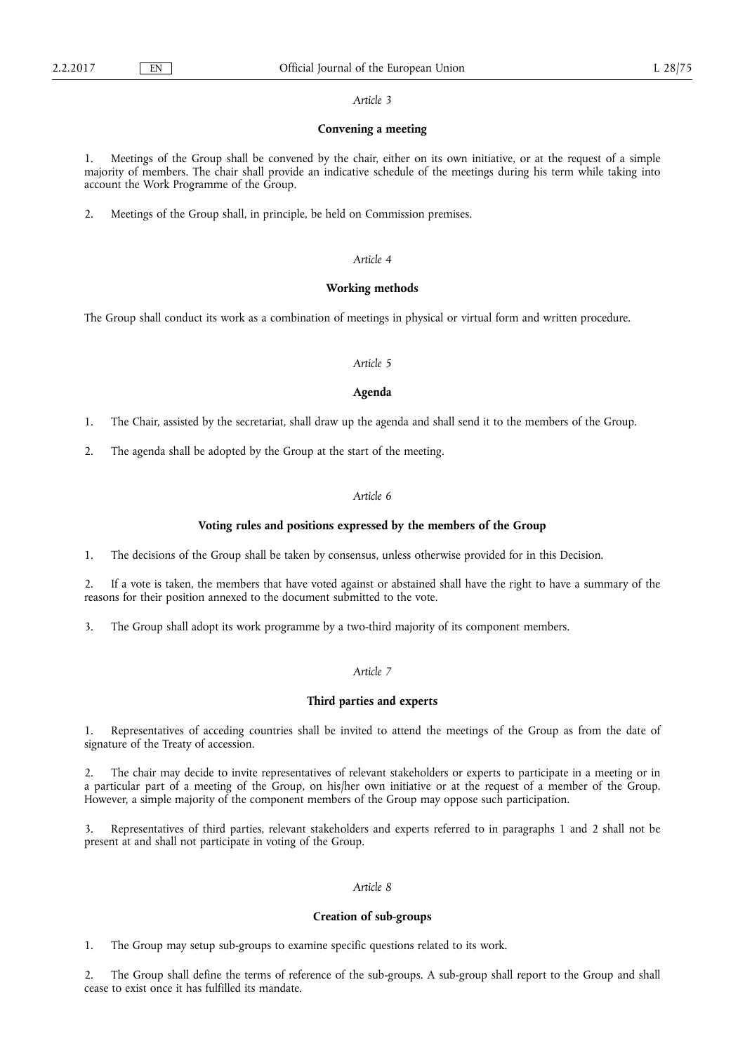*Article 3*

**Convening a meeting**

1. Meetings of the Group shall be convened by the chair, either on its own initiative, or at the request of a simple majority of members. The chair shall provide an indicative schedule of the meetings during his term while taking into account the Work Programme of the Group.

2. Meetings of the Group shall, in principle, be held on Commission premises.

*Article 4*

**Working methods**

The Group shall conduct its work as a combination of meetings in physical or virtual form and written procedure.

*Article 5*

**Agenda**

1. The Chair, assisted by the secretariat, shall draw up the agenda and shall send it to the members of the Group.

2. The agenda shall be adopted by the Group at the start of the meeting.

*Article 6*

**Voting rules and positions expressed by the members of the Group**

1. The decisions of the Group shall be taken by consensus, unless otherwise provided for in this Decision.

2. If a vote is taken, the members that have voted against or abstained shall have the right to have a summary of the reasons for their position annexed to the document submitted to the vote.

3. The Group shall adopt its work programme by a two-third majority of its component members.

*Article 7*

**Third parties and experts**

1. Representatives of acceding countries shall be invited to attend the meetings of the Group as from the date of signature of the Treaty of accession.

2. The chair may decide to invite representatives of relevant stakeholders or experts to participate in a meeting or in a particular part of a meeting of the Group, on his/her own initiative or at the request of a member of the Group. However, a simple majority of the component members of the Group may oppose such participation.

3. Representatives of third parties, relevant stakeholders and experts referred to in paragraphs 1 and 2 shall not be present at and shall not participate in voting of the Group.

*Article 8*

**Creation of sub-groups**

1. The Group may setup sub-groups to examine specific questions related to its work.

2. The Group shall define the terms of reference of the sub-groups. A sub-group shall report to the Group and shall cease to exist once it has fulfilled its mandate.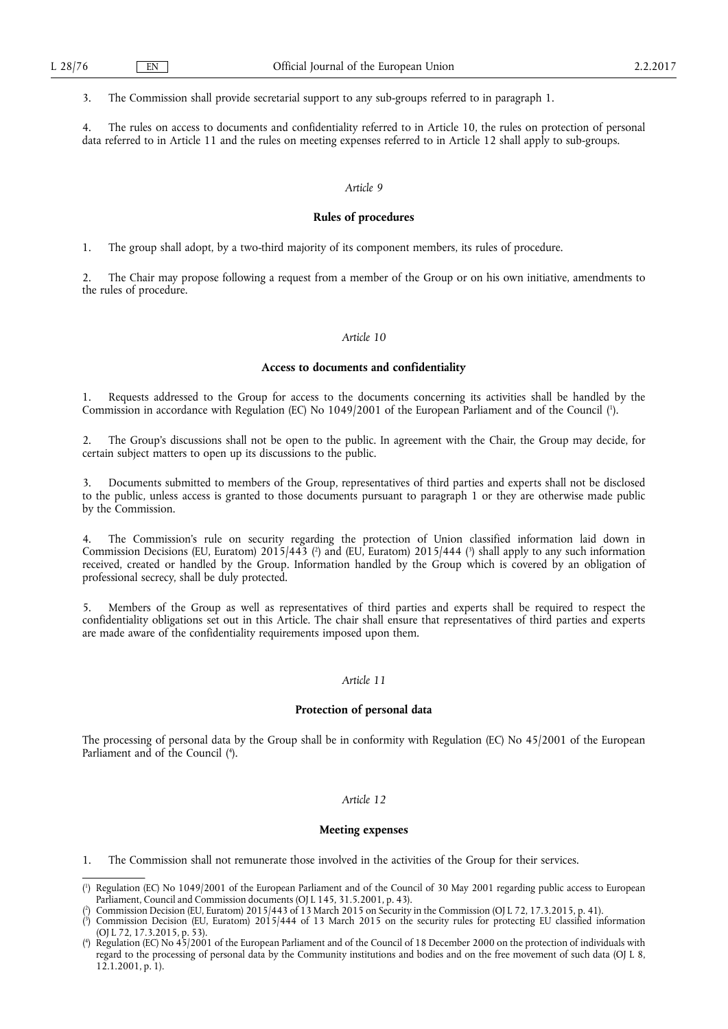3. The Commission shall provide secretarial support to any sub-groups referred to in paragraph 1.

4. The rules on access to documents and confidentiality referred to in Article 10, the rules on protection of personal data referred to in Article 11 and the rules on meeting expenses referred to in Article 12 shall apply to sub-groups.

*Article 9*

**Rules of procedures**

1. The group shall adopt, by a two-third majority of its component members, its rules of procedure.

2. The Chair may propose following a request from a member of the Group or on his own initiative, amendments to the rules of procedure.

*Article 10*

**Access to documents and confidentiality**

1. Requests addressed to the Group for access to the documents concerning its activities shall be handled by the Commission in accordance with Regulation (EC) No 1049/2001 of the European Parliament and of the Council [1].

2. The Group's discussions shall not be open to the public. In agreement with the Chair, the Group may decide, for certain subject matters to open up its discussions to the public.

3. Documents submitted to members of the Group, representatives of third parties and experts shall not be disclosed to the public, unless access is granted to those documents pursuant to paragraph 1 or they are otherwise made public by the Commission.

4. The Commission's rule on security regarding the protection of Union classified information laid down in Commission Decisions (EU, Euratom) 2015/443 [2] and (EU, Euratom) 2015/444 [3] shall apply to any such information received, created or handled by the Group. Information handled by the Group which is covered by an obligation of professional secrecy, shall be duly protected.

5. Members of the Group as well as representatives of third parties and experts shall be required to respect the confidentiality obligations set out in this Article. The chair shall ensure that representatives of third parties and experts are made aware of the confidentiality requirements imposed upon them.

*Article 11*

**Protection of personal data**

The processing of personal data by the Group shall be in conformity with Regulation (EC) No 45/2001 of the European Parliament and of the Council [4].

*Article 12*

**Meeting expenses**

1. The Commission shall not remunerate those involved in the activities of the Group for their services.

---

[1] Regulation (EC) No 1049/2001 of the European Parliament and of the Council of 30 May 2001 regarding public access to European Parliament, Council and Commission documents (OJ L 145, 31.5.2001, p. 43).

[2] Commission Decision (EU, Euratom) 2015/443 of 13 March 2015 on Security in the Commission (OJ L 72, 17.3.2015, p. 41).

[3] Commission Decision (EU, Euratom) 2015/444 of 13 March 2015 on the security rules for protecting EU classified information (OJ L 72, 17.3.2015, p. 53).

[4] Regulation (EC) No 45/2001 of the European Parliament and of the Council of 18 December 2000 on the protection of individuals with regard to the processing of personal data by the Community institutions and bodies and on the free movement of such data (OJ L 8, 12.1.2001, p. 1).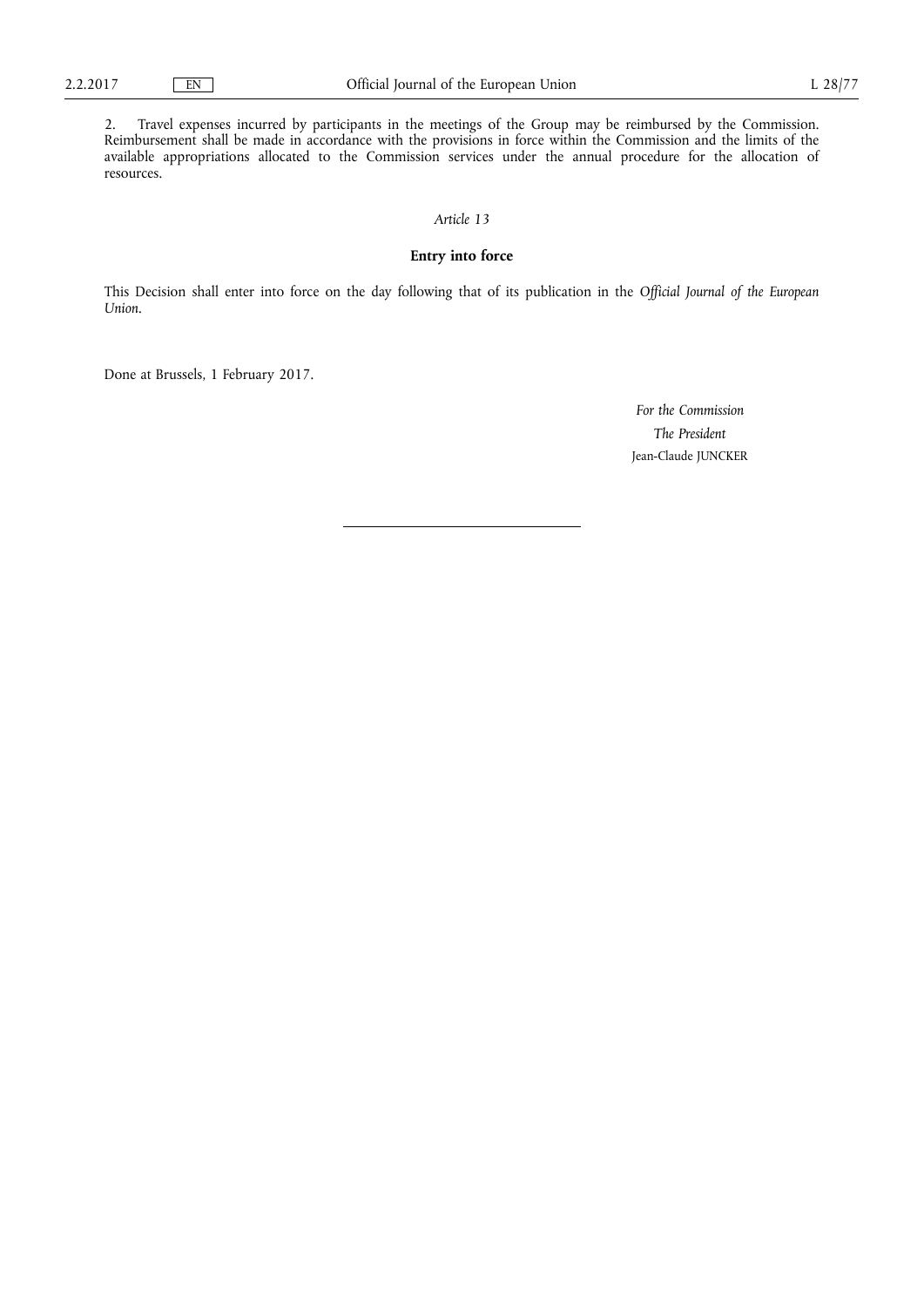2. Travel expenses incurred by participants in the meetings of the Group may be reimbursed by the Commission. Reimbursement shall be made in accordance with the provisions in force within the Commission and the limits of the available appropriations allocated to the Commission services under the annual procedure for the allocation of resources.

*Article 13*

**Entry into force**

This Decision shall enter into force on the day following that of its publication in the *Official Journal of the European Union*.

Done at Brussels, 1 February 2017.

*For the Commission*

*The President*

Jean-Claude JUNCKER